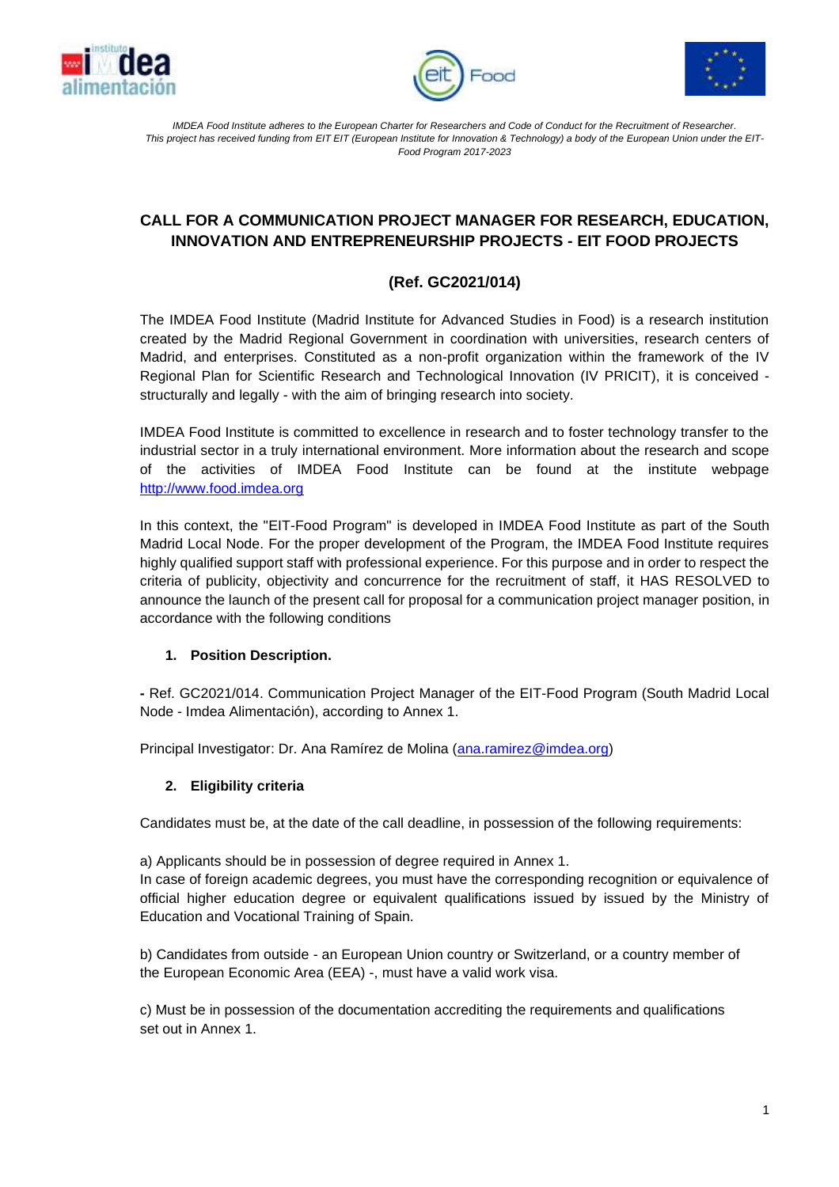*IMDEA Food Institute adheres to the European Charter for Researchers and Code of Conduct for the Recruitment of Researcher.*
*This project has received funding from EIT EIT (European Institute for Innovation & Technology) a body of the European Union under the EIT-Food Program 2017-2023*

# CALL FOR A COMMUNICATION PROJECT MANAGER FOR RESEARCH, EDUCATION, INNOVATION AND ENTREPRENEURSHIP PROJECTS - EIT FOOD PROJECTS

## (Ref. GC2021/014)

The IMDEA Food Institute (Madrid Institute for Advanced Studies in Food) is a research institution created by the Madrid Regional Government in coordination with universities, research centers of Madrid, and enterprises. Constituted as a non-profit organization within the framework of the IV Regional Plan for Scientific Research and Technological Innovation (IV PRICIT), it is conceived - structurally and legally - with the aim of bringing research into society.

IMDEA Food Institute is committed to excellence in research and to foster technology transfer to the industrial sector in a truly international environment. More information about the research and scope of the activities of IMDEA Food Institute can be found at the institute webpage http://www.food.imdea.org

In this context, the "EIT-Food Program" is developed in IMDEA Food Institute as part of the South Madrid Local Node. For the proper development of the Program, the IMDEA Food Institute requires highly qualified support staff with professional experience. For this purpose and in order to respect the criteria of publicity, objectivity and concurrence for the recruitment of staff, it HAS RESOLVED to announce the launch of the present call for proposal for a communication project manager position, in accordance with the following conditions

### 1. Position Description.

**-** Ref. GC2021/014. Communication Project Manager of the EIT-Food Program (South Madrid Local Node - Imdea Alimentación), according to Annex 1.

Principal Investigator: Dr. Ana Ramírez de Molina (ana.ramirez@imdea.org)

### 2. Eligibility criteria

Candidates must be, at the date of the call deadline, in possession of the following requirements:

a) Applicants should be in possession of degree required in Annex 1.
In case of foreign academic degrees, you must have the corresponding recognition or equivalence of official higher education degree or equivalent qualifications issued by issued by the Ministry of Education and Vocational Training of Spain.

b) Candidates from outside - an European Union country or Switzerland, or a country member of the European Economic Area (EEA) -, must have a valid work visa.

c) Must be in possession of the documentation accrediting the requirements and qualifications set out in Annex 1.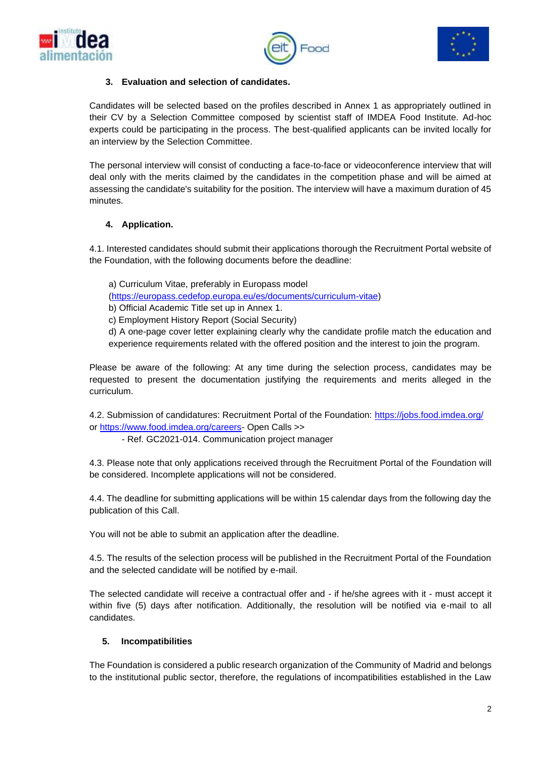### 3. Evaluation and selection of candidates.

Candidates will be selected based on the profiles described in Annex 1 as appropriately outlined in their CV by a Selection Committee composed by scientist staff of IMDEA Food Institute. Ad-hoc experts could be participating in the process. The best-qualified applicants can be invited locally for an interview by the Selection Committee.

The personal interview will consist of conducting a face-to-face or videoconference interview that will deal only with the merits claimed by the candidates in the competition phase and will be aimed at assessing the candidate's suitability for the position. The interview will have a maximum duration of 45 minutes.

### 4. Application.

4.1. Interested candidates should submit their applications thorough the Recruitment Portal website of the Foundation, with the following documents before the deadline:

a) Curriculum Vitae, preferably in Europass model (https://europass.cedefop.europa.eu/es/documents/curriculum-vitae)
b) Official Academic Title set up in Annex 1.
c) Employment History Report (Social Security)
d) A one-page cover letter explaining clearly why the candidate profile match the education and experience requirements related with the offered position and the interest to join the program.

Please be aware of the following: At any time during the selection process, candidates may be requested to present the documentation justifying the requirements and merits alleged in the curriculum.

4.2. Submission of candidatures: Recruitment Portal of the Foundation: https://jobs.food.imdea.org/ or https://www.food.imdea.org/careers- Open Calls >>

- Ref. GC2021-014. Communication project manager

4.3. Please note that only applications received through the Recruitment Portal of the Foundation will be considered. Incomplete applications will not be considered.

4.4. The deadline for submitting applications will be within 15 calendar days from the following day the publication of this Call.

You will not be able to submit an application after the deadline.

4.5. The results of the selection process will be published in the Recruitment Portal of the Foundation and the selected candidate will be notified by e-mail.

The selected candidate will receive a contractual offer and - if he/she agrees with it - must accept it within five (5) days after notification. Additionally, the resolution will be notified via e-mail to all candidates.

### 5. Incompatibilities

The Foundation is considered a public research organization of the Community of Madrid and belongs to the institutional public sector, therefore, the regulations of incompatibilities established in the Law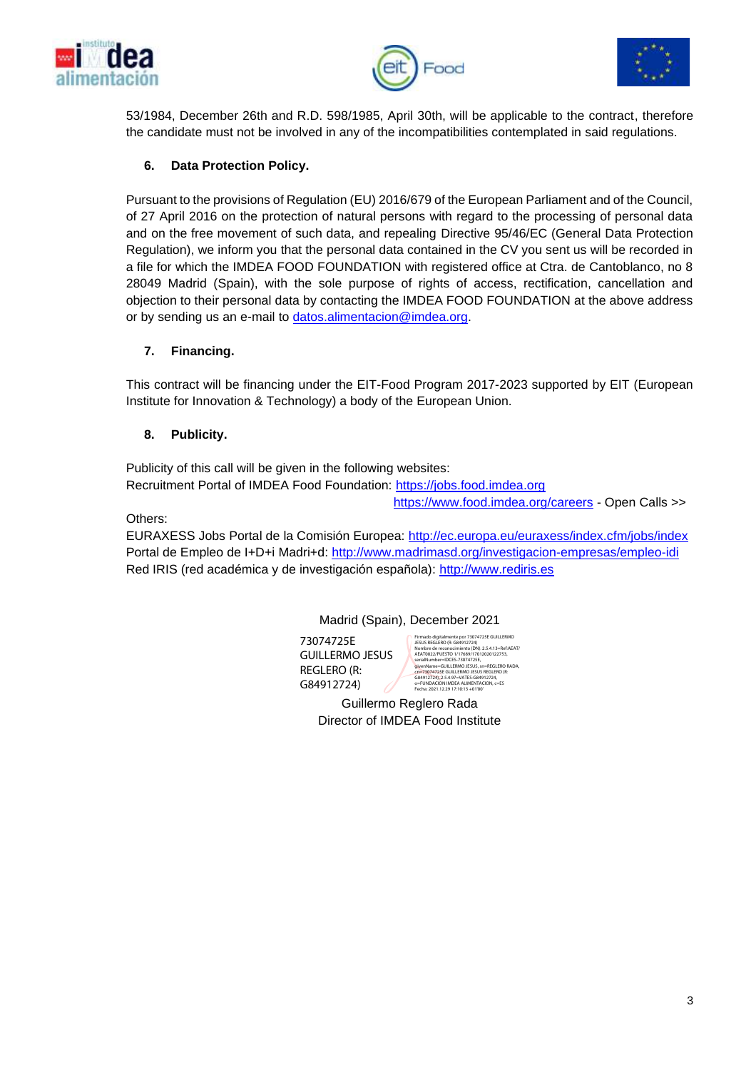53/1984, December 26th and R.D. 598/1985, April 30th, will be applicable to the contract, therefore the candidate must not be involved in any of the incompatibilities contemplated in said regulations.

## 6. Data Protection Policy.

Pursuant to the provisions of Regulation (EU) 2016/679 of the European Parliament and of the Council, of 27 April 2016 on the protection of natural persons with regard to the processing of personal data and on the free movement of such data, and repealing Directive 95/46/EC (General Data Protection Regulation), we inform you that the personal data contained in the CV you sent us will be recorded in a file for which the IMDEA FOOD FOUNDATION with registered office at Ctra. de Cantoblanco, no 8 28049 Madrid (Spain), with the sole purpose of rights of access, rectification, cancellation and objection to their personal data by contacting the IMDEA FOOD FOUNDATION at the above address or by sending us an e-mail to datos.alimentacion@imdea.org.

## 7. Financing.

This contract will be financing under the EIT-Food Program 2017-2023 supported by EIT (European Institute for Innovation & Technology) a body of the European Union.

## 8. Publicity.

Publicity of this call will be given in the following websites:
Recruitment Portal of IMDEA Food Foundation: https://jobs.food.imdea.org
https://www.food.imdea.org/careers - Open Calls >>

Others:
EURAXESS Jobs Portal de la Comisión Europea: http://ec.europa.eu/euraxess/index.cfm/jobs/index
Portal de Empleo de I+D+i Madri+d: http://www.madrimasd.org/investigacion-empresas/empleo-idi
Red IRIS (red académica y de investigación española): http://www.rediris.es

Madrid (Spain), December 2021

73074725E GUILLERMO JESUS REGLERO (R: G84912724)

Firmado digitalmente por 73074725E GUILLERMO JESUS REGLERO (R: G84912724)
Nombre de reconocimiento (DN): 2.5.4.13=Ref:AEAT/AEAT0022/PUESTO 1/17689/17012020122753, serialNumber=IDCES-73074725E, givenName=GUILLERMO JESUS, sn=REGLERO RADA, cn=73074725E GUILLERMO JESUS REGLERO (R: G84912724), 2.5.4.97=VATES-G84912724, o=FUNDACION IMDEA ALIMENTACION, c=ES
Fecha: 2021.12.29 17:10:13 +01'00'

Guillermo Reglero Rada
Director of IMDEA Food Institute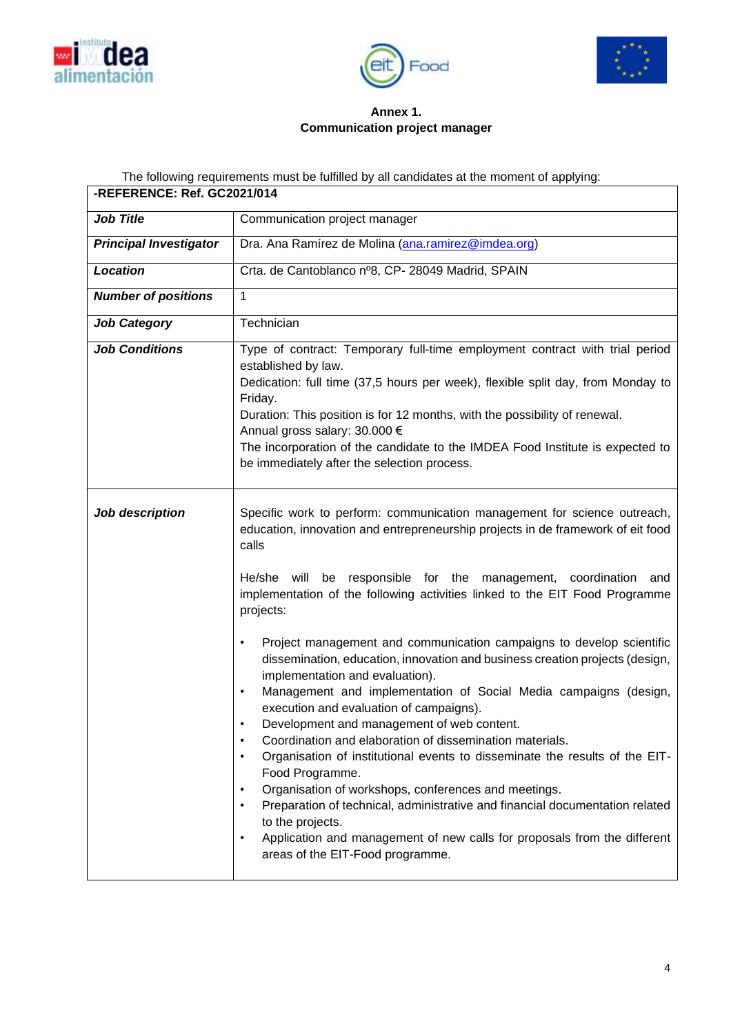**Annex 1.**
**Communication project manager**

The following requirements must be fulfilled by all candidates at the moment of applying:

| **-REFERENCE: Ref. GC2021/014** | |
|---|---|
| ***Job Title*** | Communication project manager |
| ***Principal Investigator*** | Dra. Ana Ramírez de Molina (ana.ramirez@imdea.org) |
| ***Location*** | Crta. de Cantoblanco nº8, CP- 28049 Madrid, SPAIN |
| ***Number of positions*** | 1 |
| ***Job Category*** | Technician |
| ***Job Conditions*** | Type of contract: Temporary full-time employment contract with trial period established by law.<br>Dedication: full time (37,5 hours per week), flexible split day, from Monday to Friday.<br>Duration: This position is for 12 months, with the possibility of renewal.<br>Annual gross salary: 30.000 €<br>The incorporation of the candidate to the IMDEA Food Institute is expected to be immediately after the selection process. |
| ***Job description*** | Specific work to perform: communication management for science outreach, education, innovation and entrepreneurship projects in de framework of eit food calls<br><br>He/she will be responsible for the management, coordination and implementation of the following activities linked to the EIT Food Programme projects:<br><br>• Project management and communication campaigns to develop scientific dissemination, education, innovation and business creation projects (design, implementation and evaluation).<br>• Management and implementation of Social Media campaigns (design, execution and evaluation of campaigns).<br>• Development and management of web content.<br>• Coordination and elaboration of dissemination materials.<br>• Organisation of institutional events to disseminate the results of the EIT-Food Programme.<br>• Organisation of workshops, conferences and meetings.<br>• Preparation of technical, administrative and financial documentation related to the projects.<br>• Application and management of new calls for proposals from the different areas of the EIT-Food programme. |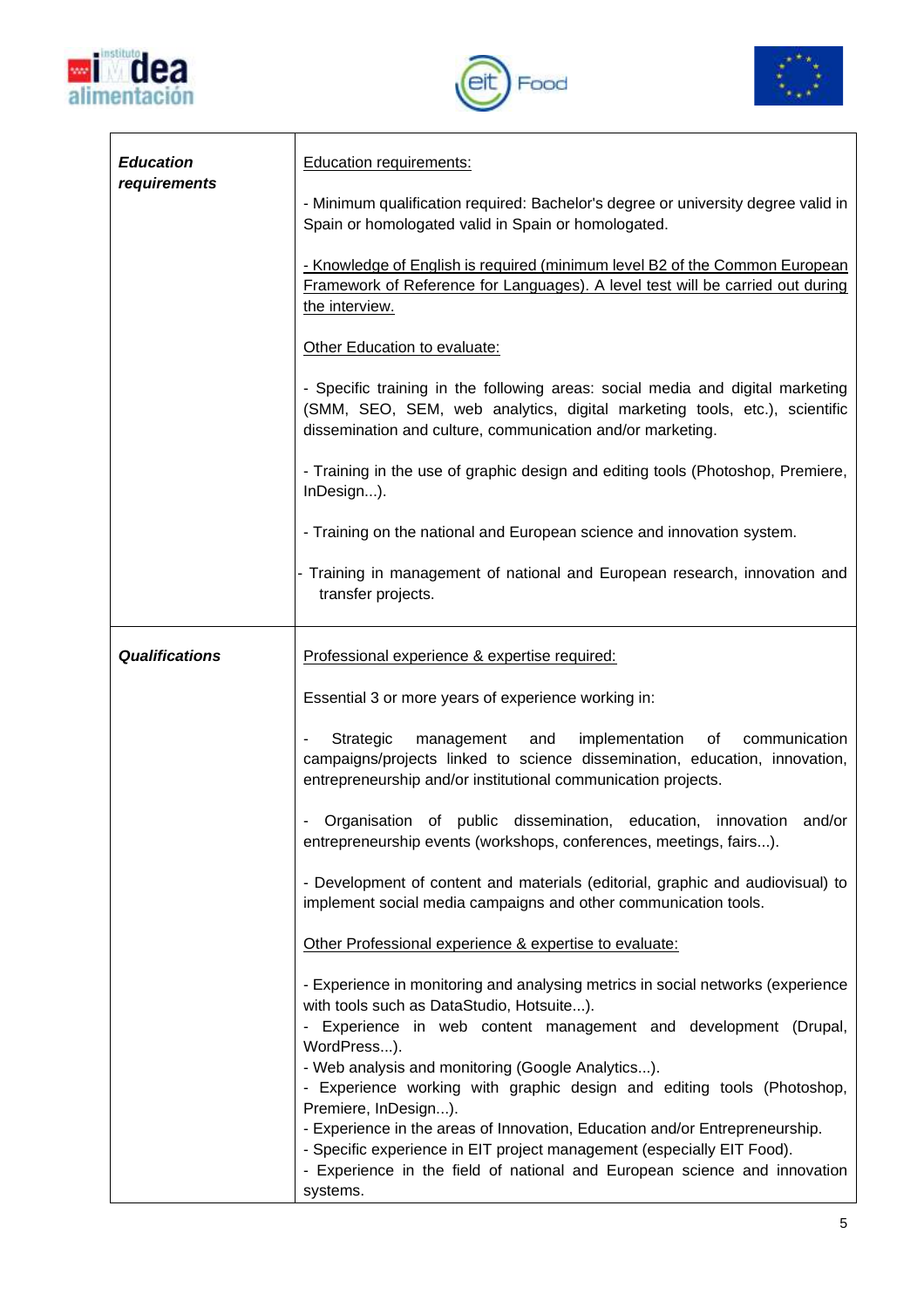| | |
|---|---|
| ***Education requirements*** | Education requirements:<br><br>- Minimum qualification required: Bachelor's degree or university degree valid in Spain or homologated valid in Spain or homologated.<br><br>- Knowledge of English is required (minimum level B2 of the Common European Framework of Reference for Languages). A level test will be carried out during the interview.<br><br>Other Education to evaluate:<br><br>- Specific training in the following areas: social media and digital marketing (SMM, SEO, SEM, web analytics, digital marketing tools, etc.), scientific dissemination and culture, communication and/or marketing.<br><br>- Training in the use of graphic design and editing tools (Photoshop, Premiere, InDesign...).<br><br>- Training on the national and European science and innovation system.<br><br>- Training in management of national and European research, innovation and transfer projects. |
| ***Qualifications*** | Professional experience & expertise required:<br><br>Essential 3 or more years of experience working in:<br><br>- Strategic management and implementation of communication campaigns/projects linked to science dissemination, education, innovation, entrepreneurship and/or institutional communication projects.<br><br>- Organisation of public dissemination, education, innovation and/or entrepreneurship events (workshops, conferences, meetings, fairs...).<br><br>- Development of content and materials (editorial, graphic and audiovisual) to implement social media campaigns and other communication tools.<br><br>Other Professional experience & expertise to evaluate:<br><br>- Experience in monitoring and analysing metrics in social networks (experience with tools such as DataStudio, Hotsuite...).<br>- Experience in web content management and development (Drupal, WordPress...).<br>- Web analysis and monitoring (Google Analytics...).<br>- Experience working with graphic design and editing tools (Photoshop, Premiere, InDesign...).<br>- Experience in the areas of Innovation, Education and/or Entrepreneurship.<br>- Specific experience in EIT project management (especially EIT Food).<br>- Experience in the field of national and European science and innovation systems. |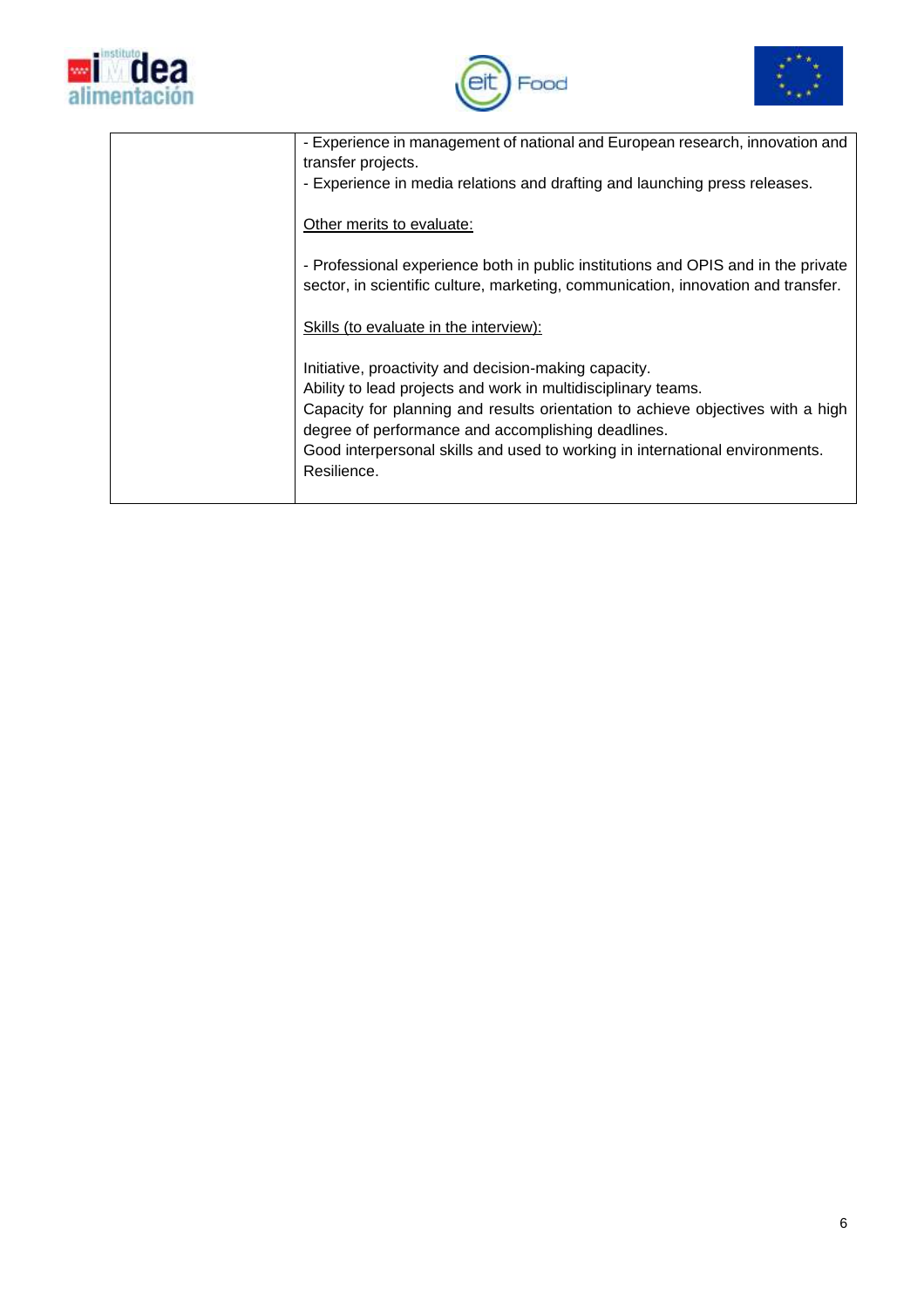| | |
|---|---|
| | - Experience in management of national and European research, innovation and transfer projects.<br>- Experience in media relations and drafting and launching press releases.<br><br>Other merits to evaluate:<br><br>- Professional experience both in public institutions and OPIS and in the private sector, in scientific culture, marketing, communication, innovation and transfer.<br><br>Skills (to evaluate in the interview):<br><br>Initiative, proactivity and decision-making capacity.<br>Ability to lead projects and work in multidisciplinary teams.<br>Capacity for planning and results orientation to achieve objectives with a high degree of performance and accomplishing deadlines.<br>Good interpersonal skills and used to working in international environments.<br>Resilience. |